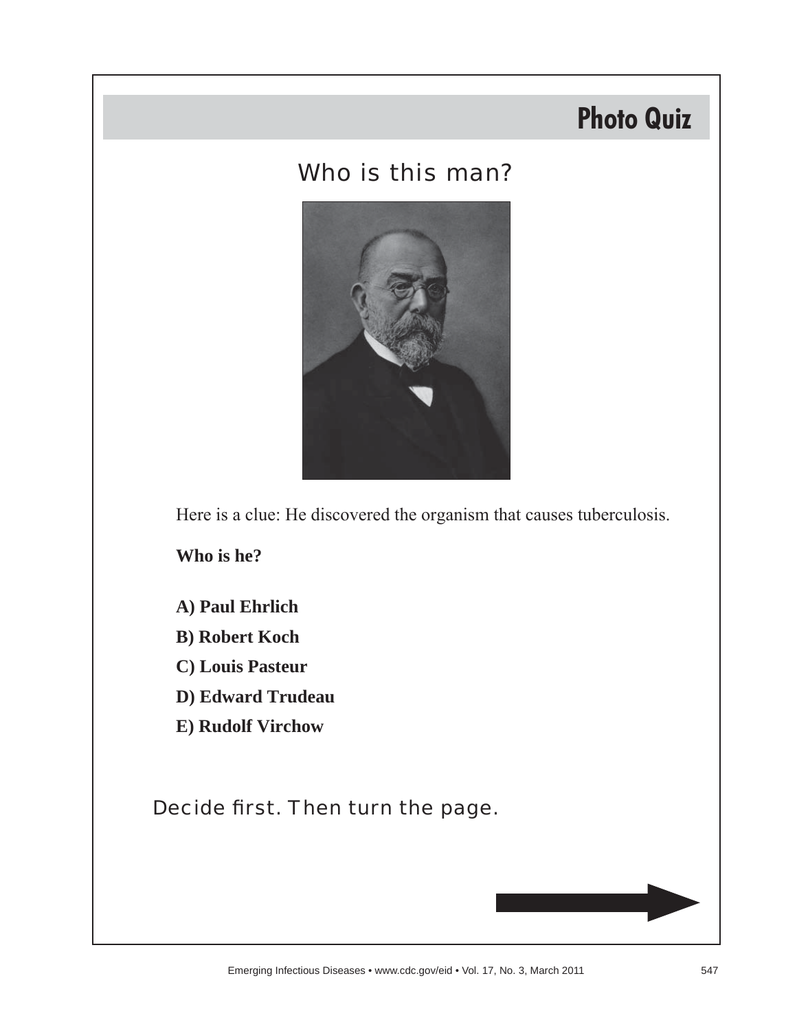# Photo Quiz

## Who is this man?

Here is a clue: He discovered the organism that causes tuberculosis.

**Who is he?**

**A) Paul Ehrlich**

**B) Robert Koch**

**C) Louis Pasteur**

**D) Edward Trudeau**

**E) Rudolf Virchow**

Decide first. Then turn the page.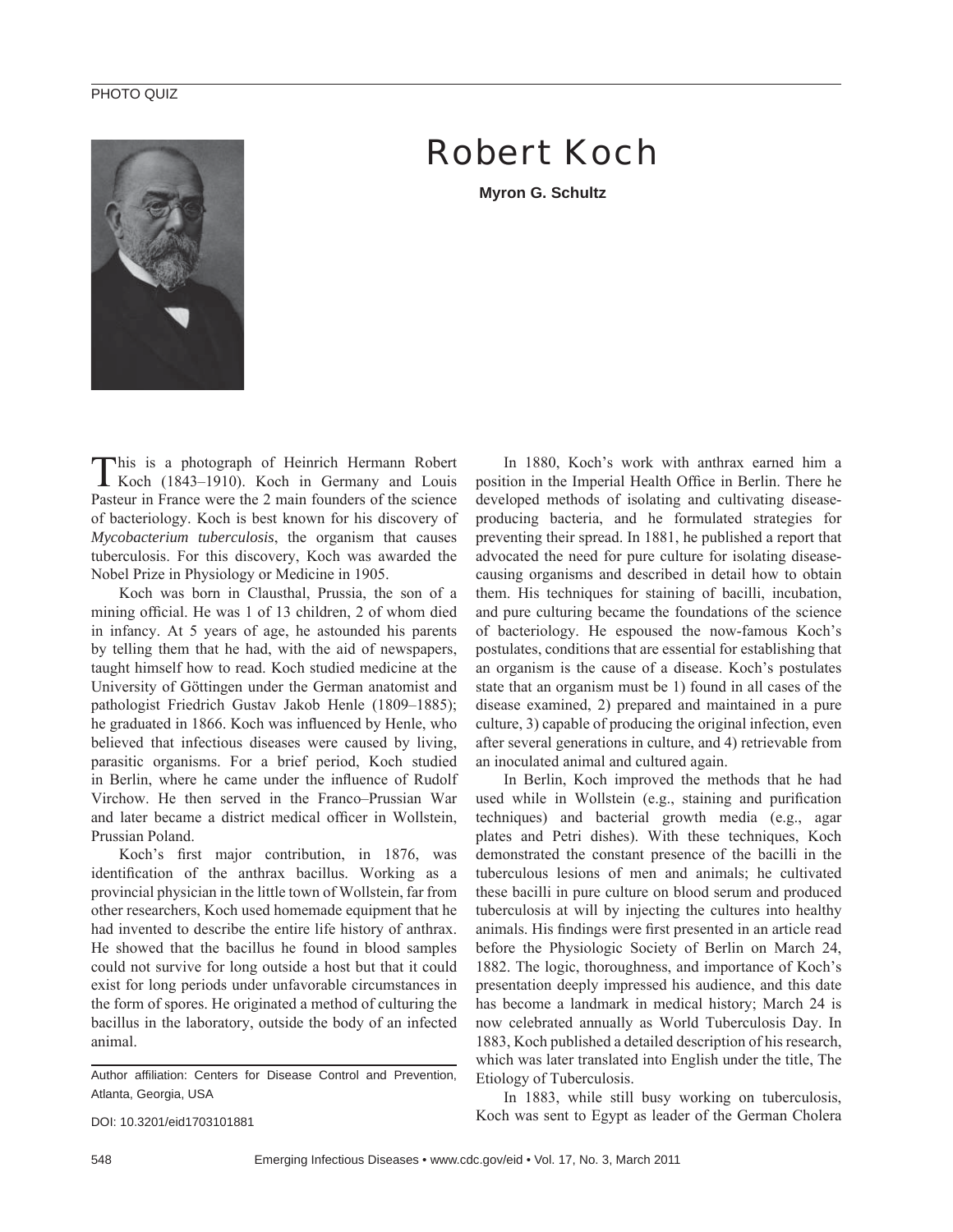PHOTO QUIZ

# Robert Koch

**Myron G. Schultz**

This is a photograph of Heinrich Hermann Robert Koch (1843–1910). Koch in Germany and Louis Pasteur in France were the 2 main founders of the science of bacteriology. Koch is best known for his discovery of *Mycobacterium tuberculosis*, the organism that causes tuberculosis. For this discovery, Koch was awarded the Nobel Prize in Physiology or Medicine in 1905.

Koch was born in Clausthal, Prussia, the son of a mining official. He was 1 of 13 children, 2 of whom died in infancy. At 5 years of age, he astounded his parents by telling them that he had, with the aid of newspapers, taught himself how to read. Koch studied medicine at the University of Göttingen under the German anatomist and pathologist Friedrich Gustav Jakob Henle (1809–1885); he graduated in 1866. Koch was influenced by Henle, who believed that infectious diseases were caused by living, parasitic organisms. For a brief period, Koch studied in Berlin, where he came under the influence of Rudolf Virchow. He then served in the Franco–Prussian War and later became a district medical officer in Wollstein, Prussian Poland.

Koch's first major contribution, in 1876, was identification of the anthrax bacillus. Working as a provincial physician in the little town of Wollstein, far from other researchers, Koch used homemade equipment that he had invented to describe the entire life history of anthrax. He showed that the bacillus he found in blood samples could not survive for long outside a host but that it could exist for long periods under unfavorable circumstances in the form of spores. He originated a method of culturing the bacillus in the laboratory, outside the body of an infected animal.

Author affiliation: Centers for Disease Control and Prevention, Atlanta, Georgia, USA

DOI: 10.3201/eid1703101881

In 1880, Koch's work with anthrax earned him a position in the Imperial Health Office in Berlin. There he developed methods of isolating and cultivating disease-producing bacteria, and he formulated strategies for preventing their spread. In 1881, he published a report that advocated the need for pure culture for isolating disease-causing organisms and described in detail how to obtain them. His techniques for staining of bacilli, incubation, and pure culturing became the foundations of the science of bacteriology. He espoused the now-famous Koch's postulates, conditions that are essential for establishing that an organism is the cause of a disease. Koch's postulates state that an organism must be 1) found in all cases of the disease examined, 2) prepared and maintained in a pure culture, 3) capable of producing the original infection, even after several generations in culture, and 4) retrievable from an inoculated animal and cultured again.

In Berlin, Koch improved the methods that he had used while in Wollstein (e.g., staining and purification techniques) and bacterial growth media (e.g., agar plates and Petri dishes). With these techniques, Koch demonstrated the constant presence of the bacilli in the tuberculous lesions of men and animals; he cultivated these bacilli in pure culture on blood serum and produced tuberculosis at will by injecting the cultures into healthy animals. His findings were first presented in an article read before the Physiologic Society of Berlin on March 24, 1882. The logic, thoroughness, and importance of Koch's presentation deeply impressed his audience, and this date has become a landmark in medical history; March 24 is now celebrated annually as World Tuberculosis Day. In 1883, Koch published a detailed description of his research, which was later translated into English under the title, The Etiology of Tuberculosis.

In 1883, while still busy working on tuberculosis, Koch was sent to Egypt as leader of the German Cholera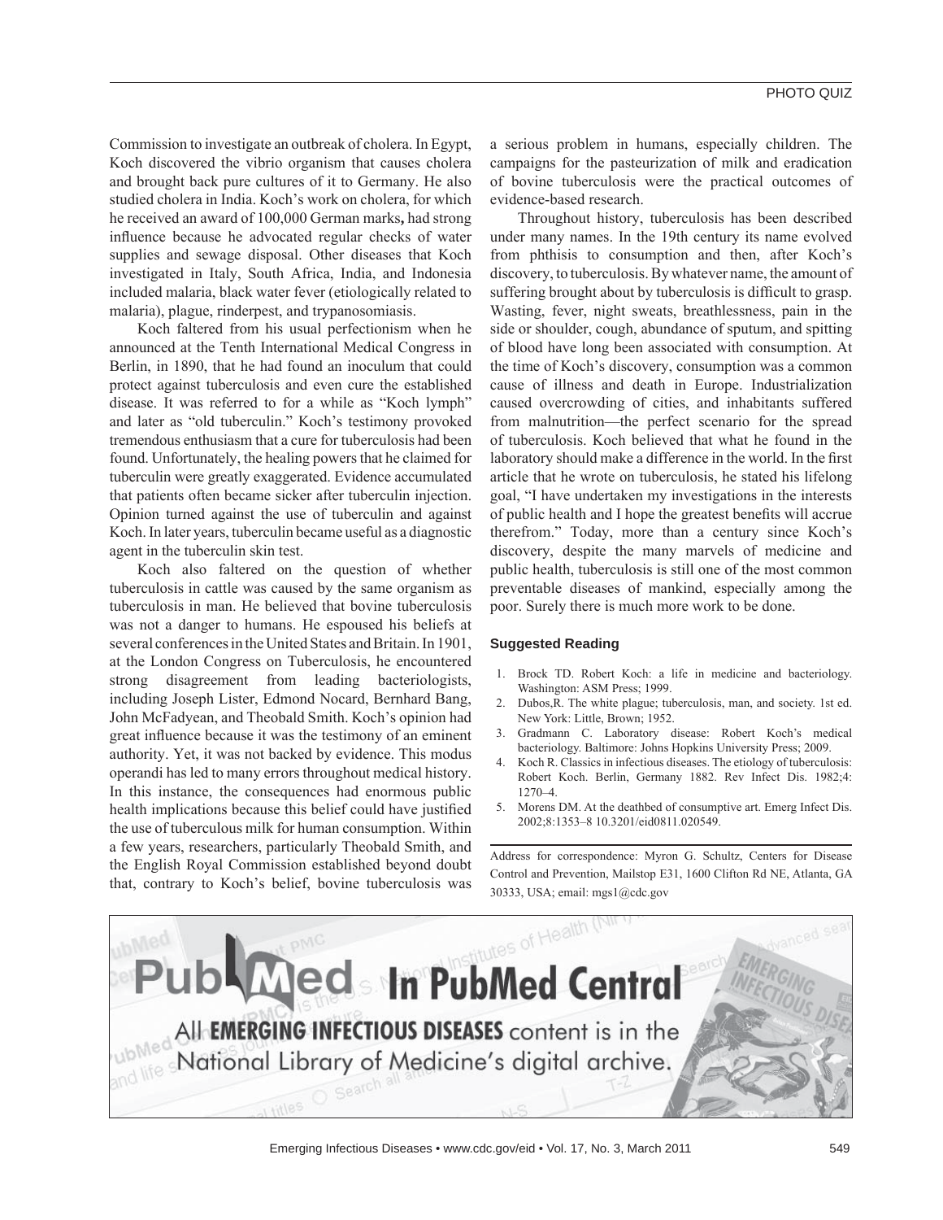Commission to investigate an outbreak of cholera. In Egypt, Koch discovered the vibrio organism that causes cholera and brought back pure cultures of it to Germany. He also studied cholera in India. Koch's work on cholera, for which he received an award of 100,000 German marks**,** had strong influence because he advocated regular checks of water supplies and sewage disposal. Other diseases that Koch investigated in Italy, South Africa, India, and Indonesia included malaria, black water fever (etiologically related to malaria), plague, rinderpest, and trypanosomiasis.

Koch faltered from his usual perfectionism when he announced at the Tenth International Medical Congress in Berlin, in 1890, that he had found an inoculum that could protect against tuberculosis and even cure the established disease. It was referred to for a while as "Koch lymph" and later as "old tuberculin." Koch's testimony provoked tremendous enthusiasm that a cure for tuberculosis had been found. Unfortunately, the healing powers that he claimed for tuberculin were greatly exaggerated. Evidence accumulated that patients often became sicker after tuberculin injection. Opinion turned against the use of tuberculin and against Koch. In later years, tuberculin became useful as a diagnostic agent in the tuberculin skin test.

Koch also faltered on the question of whether tuberculosis in cattle was caused by the same organism as tuberculosis in man. He believed that bovine tuberculosis was not a danger to humans. He espoused his beliefs at several conferences in the United States and Britain. In 1901, at the London Congress on Tuberculosis, he encountered strong disagreement from leading bacteriologists, including Joseph Lister, Edmond Nocard, Bernhard Bang, John McFadyean, and Theobald Smith. Koch's opinion had great influence because it was the testimony of an eminent authority. Yet, it was not backed by evidence. This modus operandi has led to many errors throughout medical history. In this instance, the consequences had enormous public health implications because this belief could have justified the use of tuberculous milk for human consumption. Within a few years, researchers, particularly Theobald Smith, and the English Royal Commission established beyond doubt that, contrary to Koch's belief, bovine tuberculosis was a serious problem in humans, especially children. The campaigns for the pasteurization of milk and eradication of bovine tuberculosis were the practical outcomes of evidence-based research.

Throughout history, tuberculosis has been described under many names. In the 19th century its name evolved from phthisis to consumption and then, after Koch's discovery, to tuberculosis. By whatever name, the amount of suffering brought about by tuberculosis is difficult to grasp. Wasting, fever, night sweats, breathlessness, pain in the side or shoulder, cough, abundance of sputum, and spitting of blood have long been associated with consumption. At the time of Koch's discovery, consumption was a common cause of illness and death in Europe. Industrialization caused overcrowding of cities, and inhabitants suffered from malnutrition—the perfect scenario for the spread of tuberculosis. Koch believed that what he found in the laboratory should make a difference in the world. In the first article that he wrote on tuberculosis, he stated his lifelong goal, "I have undertaken my investigations in the interests of public health and I hope the greatest benefits will accrue therefrom." Today, more than a century since Koch's discovery, despite the many marvels of medicine and public health, tuberculosis is still one of the most common preventable diseases of mankind, especially among the poor. Surely there is much more work to be done.

### Suggested Reading

1. Brock TD. Robert Koch: a life in medicine and bacteriology. Washington: ASM Press; 1999.
2. Dubos,R. The white plague; tuberculosis, man, and society. 1st ed. New York: Little, Brown; 1952.
3. Gradmann C. Laboratory disease: Robert Koch's medical bacteriology. Baltimore: Johns Hopkins University Press; 2009.
4. Koch R. Classics in infectious diseases. The etiology of tuberculosis: Robert Koch. Berlin, Germany 1882. Rev Infect Dis. 1982;4: 1270–4.
5. Morens DM. At the deathbed of consumptive art. Emerg Infect Dis. 2002;8:1353–8 10.3201/eid0811.020549.

Address for correspondence: Myron G. Schultz, Centers for Disease Control and Prevention, Mailstop E31, 1600 Clifton Rd NE, Atlanta, GA 30333, USA; email: mgs1@cdc.gov

PubMed **In PubMed Central**

All **EMERGING INFECTIOUS DISEASES** content is in the National Library of Medicine's digital archive.